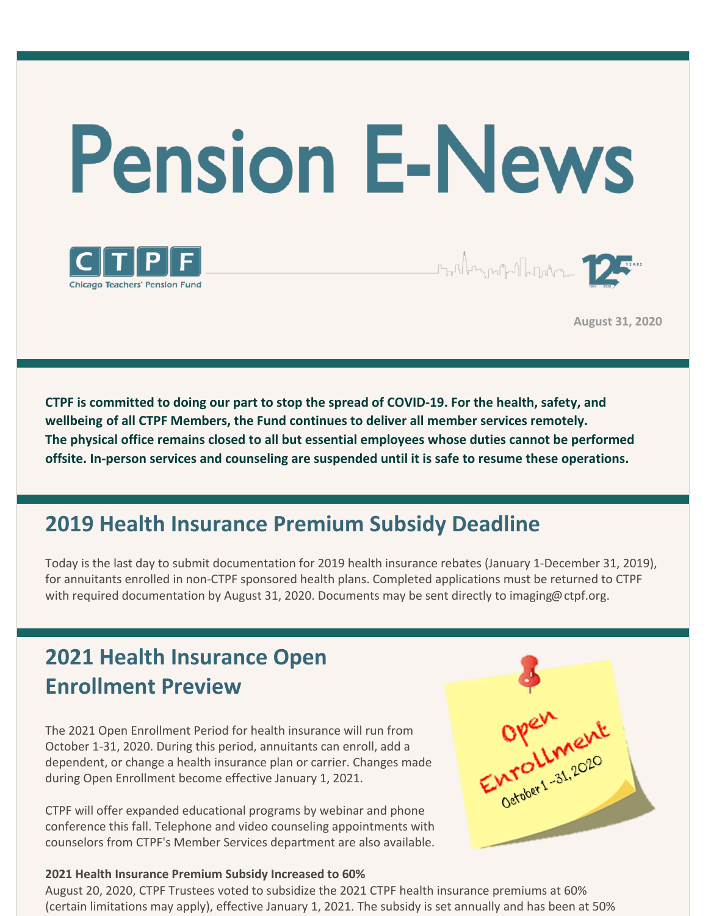# Pension E-News

CTPF
Chicago Teachers' Pension Fund

August 31, 2020

**CTPF is committed to doing our part to stop the spread of COVID-19. For the health, safety, and wellbeing of all CTPF Members, the Fund continues to deliver all member services remotely. The physical office remains closed to all but essential employees whose duties cannot be performed offsite. In-person services and counseling are suspended until it is safe to resume these operations.**

## 2019 Health Insurance Premium Subsidy Deadline

Today is the last day to submit documentation for 2019 health insurance rebates (January 1-December 31, 2019), for annuitants enrolled in non-CTPF sponsored health plans. Completed applications must be returned to CTPF with required documentation by August 31, 2020. Documents may be sent directly to imaging@ctpf.org.

## 2021 Health Insurance Open Enrollment Preview

The 2021 Open Enrollment Period for health insurance will run from October 1-31, 2020. During this period, annuitants can enroll, add a dependent, or change a health insurance plan or carrier. Changes made during Open Enrollment become effective January 1, 2021.

CTPF will offer expanded educational programs by webinar and phone conference this fall. Telephone and video counseling appointments with counselors from CTPF's Member Services department are also available.

**2021 Health Insurance Premium Subsidy Increased to 60%**
August 20, 2020, CTPF Trustees voted to subsidize the 2021 CTPF health insurance premiums at 60% (certain limitations may apply), effective January 1, 2021. The subsidy is set annually and has been at 50%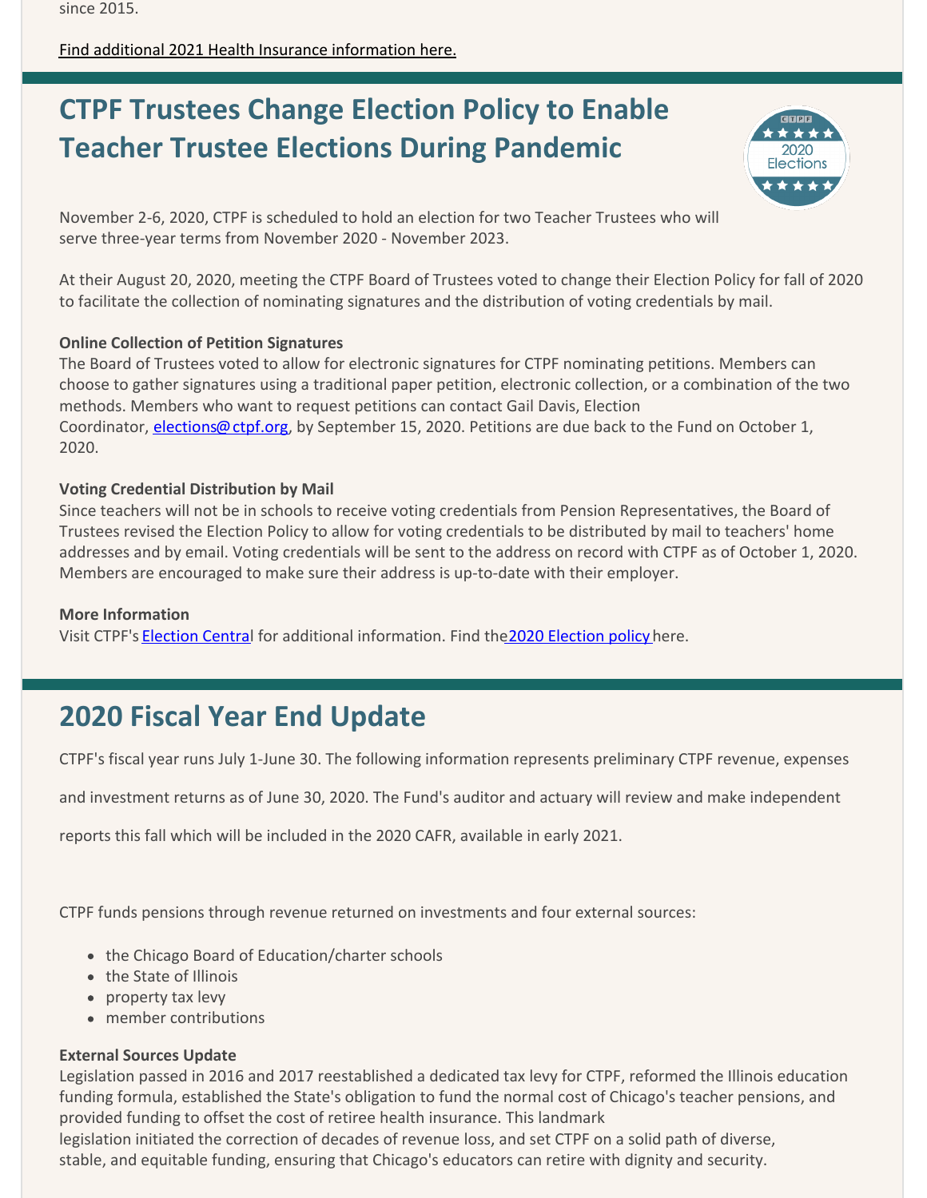since 2015.

Find additional 2021 Health Insurance information here.

## CTPF Trustees Change Election Policy to Enable Teacher Trustee Elections During Pandemic

November 2-6, 2020, CTPF is scheduled to hold an election for two Teacher Trustees who will serve three-year terms from November 2020 - November 2023.

At their August 20, 2020, meeting the CTPF Board of Trustees voted to change their Election Policy for fall of 2020 to facilitate the collection of nominating signatures and the distribution of voting credentials by mail.

**Online Collection of Petition Signatures**
The Board of Trustees voted to allow for electronic signatures for CTPF nominating petitions. Members can choose to gather signatures using a traditional paper petition, electronic collection, or a combination of the two methods. Members who want to request petitions can contact Gail Davis, Election Coordinator, elections@ctpf.org, by September 15, 2020. Petitions are due back to the Fund on October 1, 2020.

**Voting Credential Distribution by Mail**
Since teachers will not be in schools to receive voting credentials from Pension Representatives, the Board of Trustees revised the Election Policy to allow for voting credentials to be distributed by mail to teachers' home addresses and by email. Voting credentials will be sent to the address on record with CTPF as of October 1, 2020. Members are encouraged to make sure their address is up-to-date with their employer.

**More Information**
Visit CTPF's Election Central for additional information. Find the 2020 Election policy here.

## 2020 Fiscal Year End Update

CTPF's fiscal year runs July 1-June 30. The following information represents preliminary CTPF revenue, expenses and investment returns as of June 30, 2020. The Fund's auditor and actuary will review and make independent reports this fall which will be included in the 2020 CAFR, available in early 2021.

CTPF funds pensions through revenue returned on investments and four external sources:

- the Chicago Board of Education/charter schools
- the State of Illinois
- property tax levy
- member contributions

**External Sources Update**
Legislation passed in 2016 and 2017 reestablished a dedicated tax levy for CTPF, reformed the Illinois education funding formula, established the State's obligation to fund the normal cost of Chicago's teacher pensions, and provided funding to offset the cost of retiree health insurance. This landmark legislation initiated the correction of decades of revenue loss, and set CTPF on a solid path of diverse, stable, and equitable funding, ensuring that Chicago's educators can retire with dignity and security.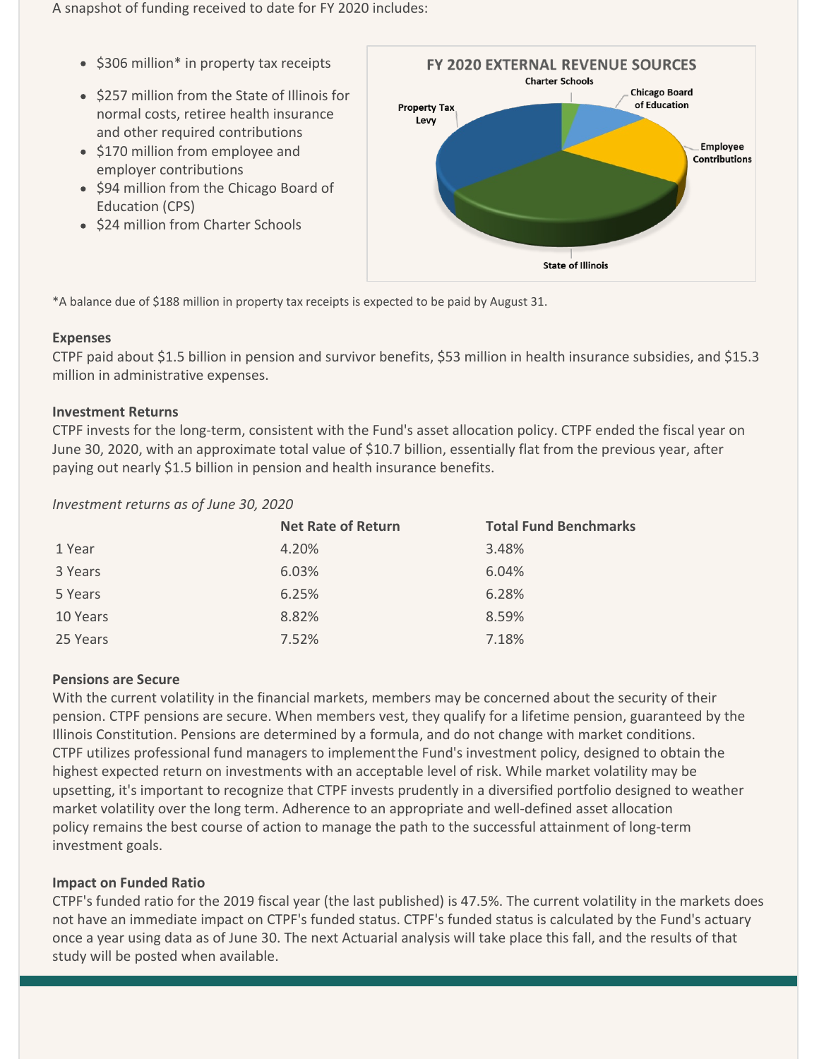A snapshot of funding received to date for FY 2020 includes:

- $306 million* in property tax receipts
- $257 million from the State of Illinois for normal costs, retiree health insurance and other required contributions
- $170 million from employee and employer contributions
- $94 million from the Chicago Board of Education (CPS)
- $24 million from Charter Schools

**FY 2020 EXTERNAL REVENUE SOURCES**

Charter Schools, Chicago Board of Education, Employee Contributions, State of Illinois, Property Tax Levy

*A balance due of $188 million in property tax receipts is expected to be paid by August 31.

**Expenses**

CTPF paid about $1.5 billion in pension and survivor benefits, $53 million in health insurance subsidies, and $15.3 million in administrative expenses.

**Investment Returns**

CTPF invests for the long-term, consistent with the Fund's asset allocation policy. CTPF ended the fiscal year on June 30, 2020, with an approximate total value of $10.7 billion, essentially flat from the previous year, after paying out nearly $1.5 billion in pension and health insurance benefits.

*Investment returns as of June 30, 2020*

| | Net Rate of Return | Total Fund Benchmarks |
|---|---|---|
| 1 Year | 4.20% | 3.48% |
| 3 Years | 6.03% | 6.04% |
| 5 Years | 6.25% | 6.28% |
| 10 Years | 8.82% | 8.59% |
| 25 Years | 7.52% | 7.18% |

**Pensions are Secure**

With the current volatility in the financial markets, members may be concerned about the security of their pension. CTPF pensions are secure. When members vest, they qualify for a lifetime pension, guaranteed by the Illinois Constitution. Pensions are determined by a formula, and do not change with market conditions. CTPF utilizes professional fund managers to implement the Fund's investment policy, designed to obtain the highest expected return on investments with an acceptable level of risk. While market volatility may be upsetting, it's important to recognize that CTPF invests prudently in a diversified portfolio designed to weather market volatility over the long term. Adherence to an appropriate and well-defined asset allocation policy remains the best course of action to manage the path to the successful attainment of long-term investment goals.

**Impact on Funded Ratio**

CTPF's funded ratio for the 2019 fiscal year (the last published) is 47.5%. The current volatility in the markets does not have an immediate impact on CTPF's funded status. CTPF's funded status is calculated by the Fund's actuary once a year using data as of June 30. The next Actuarial analysis will take place this fall, and the results of that study will be posted when available.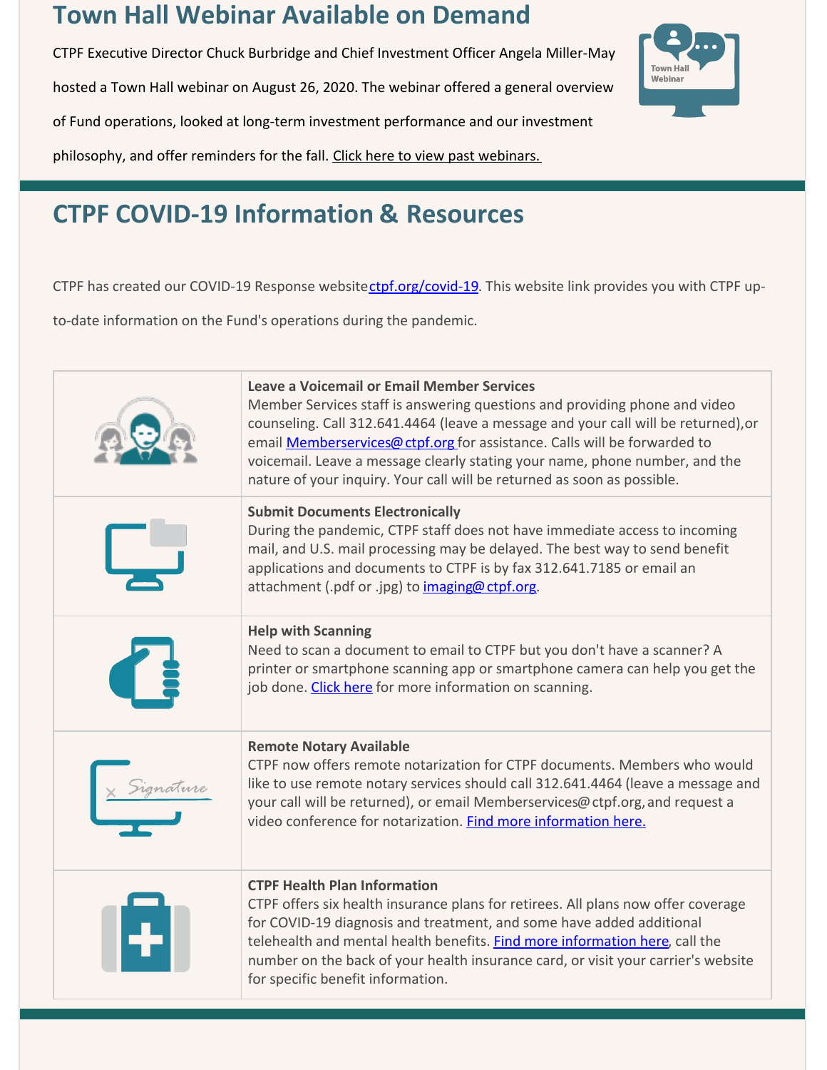## Town Hall Webinar Available on Demand

CTPF Executive Director Chuck Burbridge and Chief Investment Officer Angela Miller-May hosted a Town Hall webinar on August 26, 2020. The webinar offered a general overview of Fund operations, looked at long-term investment performance and our investment philosophy, and offer reminders for the fall. Click here to view past webinars.

## CTPF COVID-19 Information & Resources

CTPF has created our COVID-19 Response website ctpf.org/covid-19. This website link provides you with CTPF up-to-date information on the Fund's operations during the pandemic.

**Leave a Voicemail or Email Member Services**
Member Services staff is answering questions and providing phone and video counseling. Call 312.641.4464 (leave a message and your call will be returned),or email Memberservices@ctpf.org for assistance. Calls will be forwarded to voicemail. Leave a message clearly stating your name, phone number, and the nature of your inquiry. Your call will be returned as soon as possible.

**Submit Documents Electronically**
During the pandemic, CTPF staff does not have immediate access to incoming mail, and U.S. mail processing may be delayed. The best way to send benefit applications and documents to CTPF is by fax 312.641.7185 or email an attachment (.pdf or .jpg) to imaging@ctpf.org.

**Help with Scanning**
Need to scan a document to email to CTPF but you don't have a scanner? A printer or smartphone scanning app or smartphone camera can help you get the job done. Click here for more information on scanning.

**Remote Notary Available**
CTPF now offers remote notarization for CTPF documents. Members who would like to use remote notary services should call 312.641.4464 (leave a message and your call will be returned), or email Memberservices@ctpf.org, and request a video conference for notarization. Find more information here.

**CTPF Health Plan Information**
CTPF offers six health insurance plans for retirees. All plans now offer coverage for COVID-19 diagnosis and treatment, and some have added additional telehealth and mental health benefits. Find more information here, call the number on the back of your health insurance card, or visit your carrier's website for specific benefit information.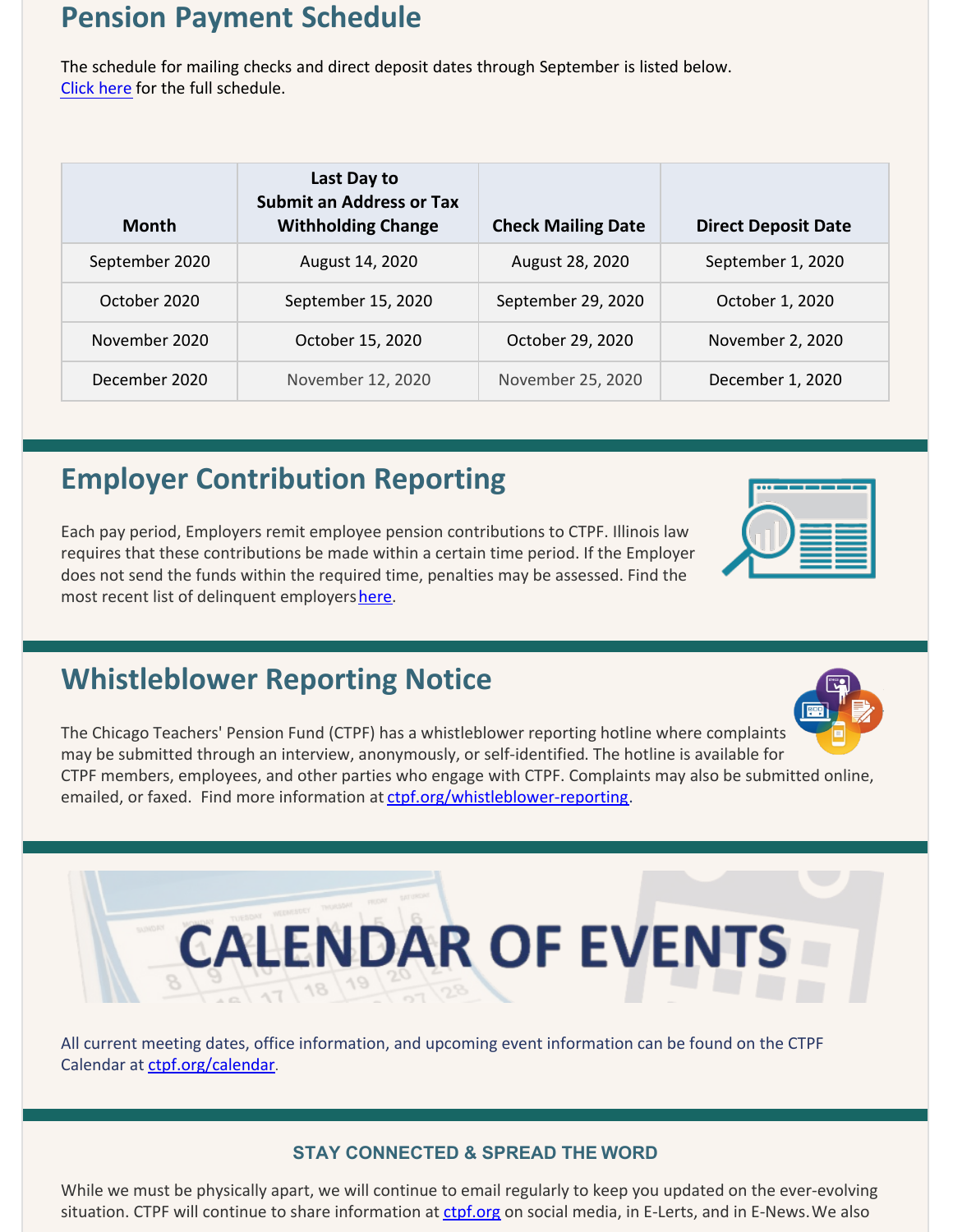## Pension Payment Schedule

The schedule for mailing checks and direct deposit dates through September is listed below. [Click here](#) for the full schedule.

| Month | Last Day to Submit an Address or Tax Withholding Change | Check Mailing Date | Direct Deposit Date |
|---|---|---|---|
| September 2020 | August 14, 2020 | August 28, 2020 | September 1, 2020 |
| October 2020 | September 15, 2020 | September 29, 2020 | October 1, 2020 |
| November 2020 | October 15, 2020 | October 29, 2020 | November 2, 2020 |
| December 2020 | November 12, 2020 | November 25, 2020 | December 1, 2020 |

## Employer Contribution Reporting

Each pay period, Employers remit employee pension contributions to CTPF. Illinois law requires that these contributions be made within a certain time period. If the Employer does not send the funds within the required time, penalties may be assessed. Find the most recent list of delinquent employers [here](#).

## Whistleblower Reporting Notice

The Chicago Teachers' Pension Fund (CTPF) has a whistleblower reporting hotline where complaints may be submitted through an interview, anonymously, or self-identified. The hotline is available for CTPF members, employees, and other parties who engage with CTPF. Complaints may also be submitted online, emailed, or faxed. Find more information at [ctpf.org/whistleblower-reporting](#).

## CALENDAR OF EVENTS

All current meeting dates, office information, and upcoming event information can be found on the CTPF Calendar at [ctpf.org/calendar](#).

### STAY CONNECTED & SPREAD THE WORD

While we must be physically apart, we will continue to email regularly to keep you updated on the ever-evolving situation. CTPF will continue to share information at [ctpf.org](#) on social media, in E-Lerts, and in E-News. We also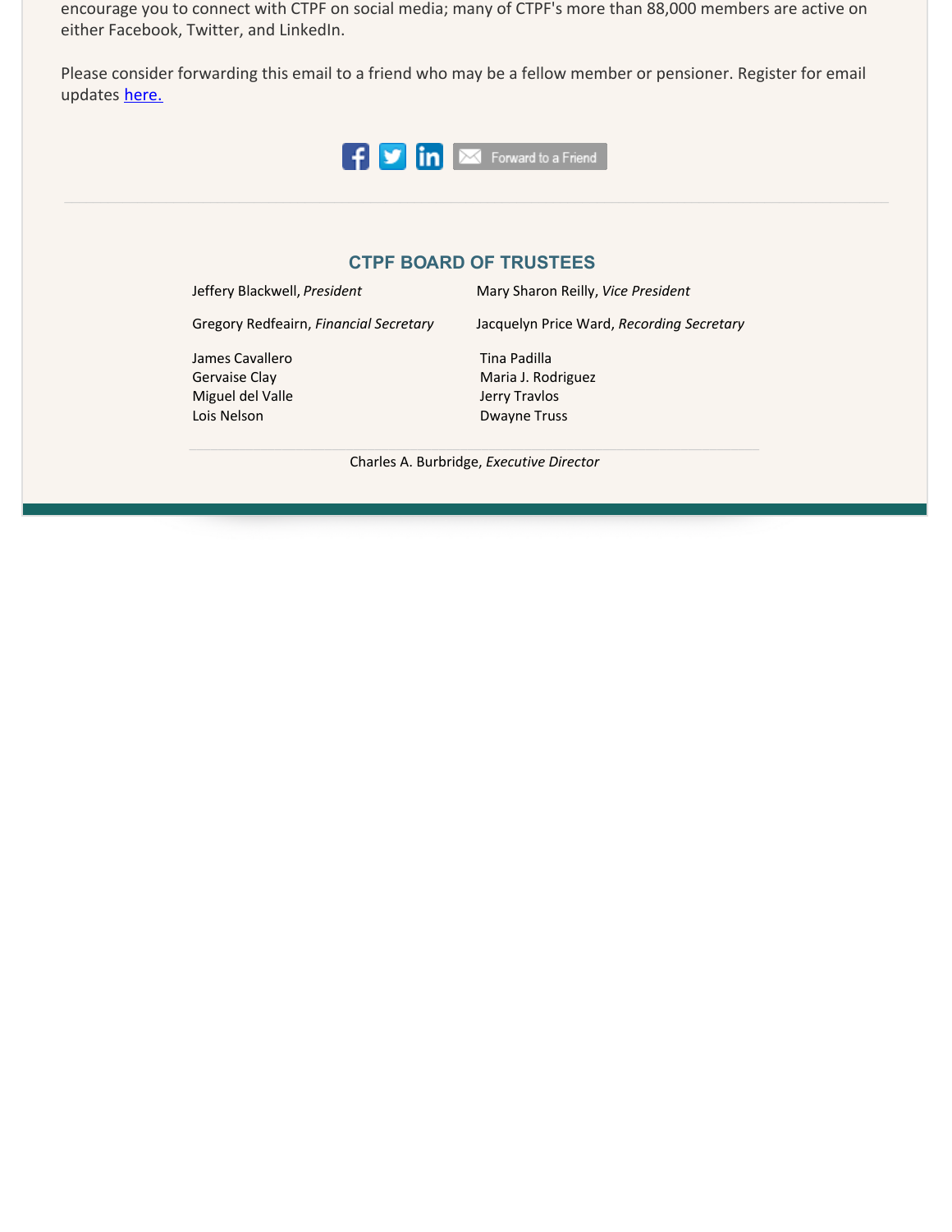encourage you to connect with CTPF on social media; many of CTPF's more than 88,000 members are active on either Facebook, Twitter, and LinkedIn.

Please consider forwarding this email to a friend who may be a fellow member or pensioner. Register for email updates [here.]

Forward to a Friend

---

## CTPF BOARD OF TRUSTEES

Jeffery Blackwell, *President*

Mary Sharon Reilly, *Vice President*

Gregory Redfeairn, *Financial Secretary*

Jacquelyn Price Ward, *Recording Secretary*

James Cavallero
Gervaise Clay
Miguel del Valle
Lois Nelson

Tina Padilla
Maria J. Rodriguez
Jerry Travlos
Dwayne Truss

---

Charles A. Burbridge, *Executive Director*